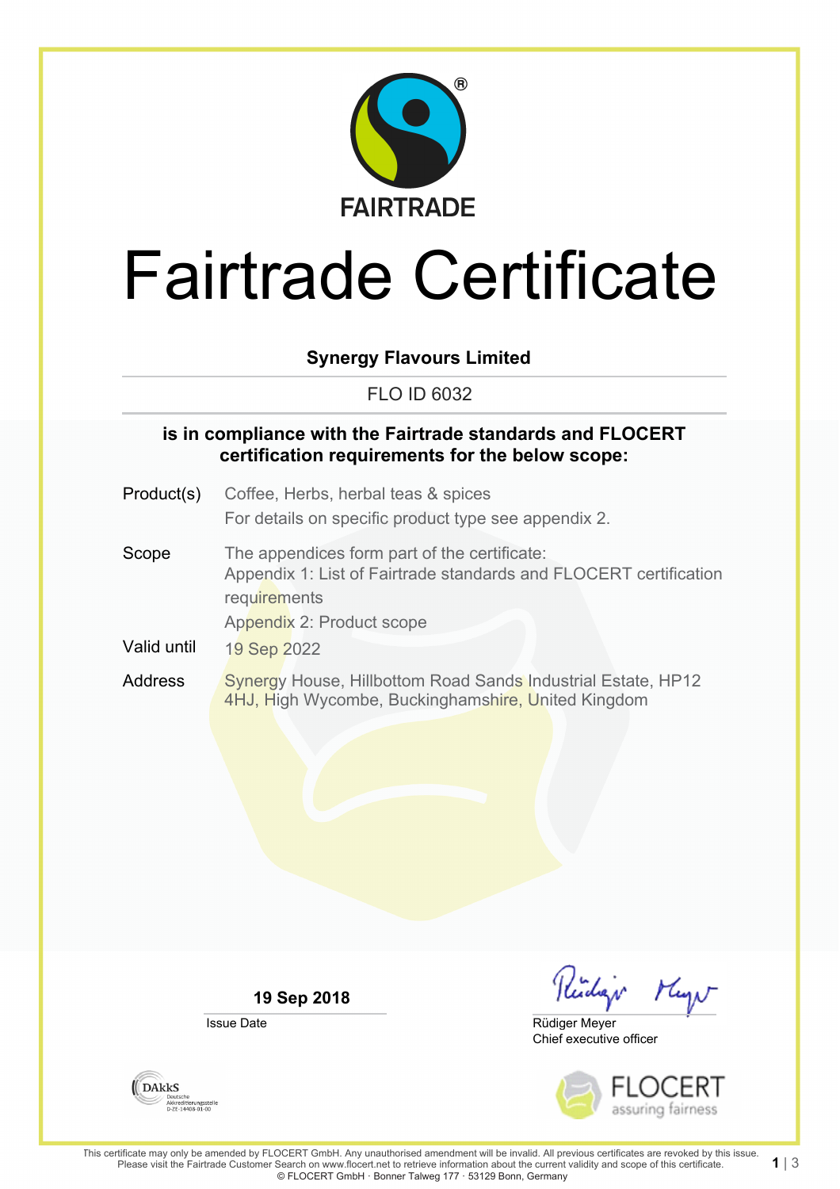FAIRTRADE

# Fairtrade Certificate

**Synergy Flavours Limited**

FLO ID 6032

**is in compliance with the Fairtrade standards and FLOCERT certification requirements for the below scope:**

| | |
|---|---|
| Product(s) | Coffee, Herbs, herbal teas & spices<br>For details on specific product type see appendix 2. |
| Scope | The appendices form part of the certificate:<br>Appendix 1: List of Fairtrade standards and FLOCERT certification requirements<br>Appendix 2: Product scope |
| Valid until | 19 Sep 2022 |
| Address | Synergy House, Hillbottom Road Sands Industrial Estate, HP12 4HJ, High Wycombe, Buckinghamshire, United Kingdom |

**19 Sep 2018**
Issue Date

Rüdiger Meyer
Chief executive officer

DAkkS Deutsche Akkreditierungsstelle D-ZE-14408-01-00

FLOCERT assuring fairness

This certificate may only be amended by FLOCERT GmbH. Any unauthorised amendment will be invalid. All previous certificates are revoked by this issue. Please visit the Fairtrade Customer Search on www.flocert.net to retrieve information about the current validity and scope of this certificate.
© FLOCERT GmbH · Bonner Talweg 177 · 53129 Bonn, Germany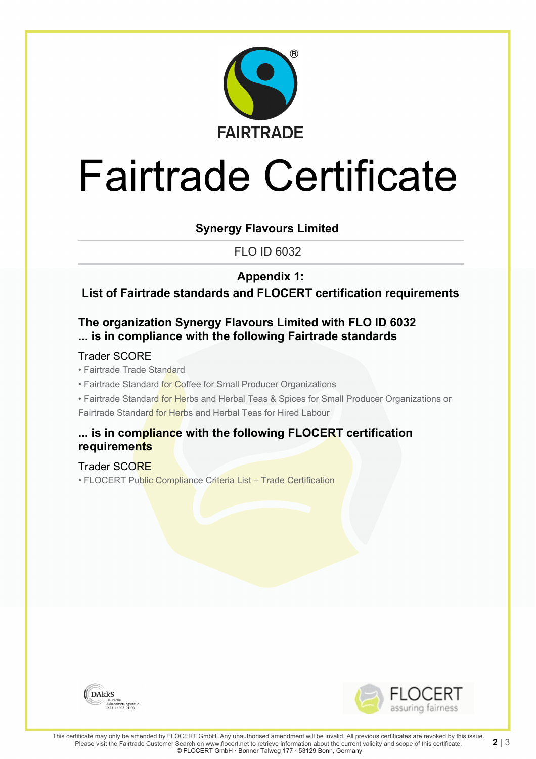FAIRTRADE

# Fairtrade Certificate

**Synergy Flavours Limited**

FLO ID 6032

**Appendix 1:**
**List of Fairtrade standards and FLOCERT certification requirements**

## The organization Synergy Flavours Limited with FLO ID 6032 ... is in compliance with the following Fairtrade standards

Trader SCORE

- Fairtrade Trade Standard
- Fairtrade Standard for Coffee for Small Producer Organizations
- Fairtrade Standard for Herbs and Herbal Teas & Spices for Small Producer Organizations or Fairtrade Standard for Herbs and Herbal Teas for Hired Labour

## ... is in compliance with the following FLOCERT certification requirements

Trader SCORE

- FLOCERT Public Compliance Criteria List – Trade Certification

DAkkS Deutsche Akkreditierungsstelle D-ZE-14408-01-00

FLOCERT assuring fairness

This certificate may only be amended by FLOCERT GmbH. Any unauthorised amendment will be invalid. All previous certificates are revoked by this issue. Please visit the Fairtrade Customer Search on www.flocert.net to retrieve information about the current validity and scope of this certificate.
© FLOCERT GmbH · Bonner Talweg 177 · 53129 Bonn, Germany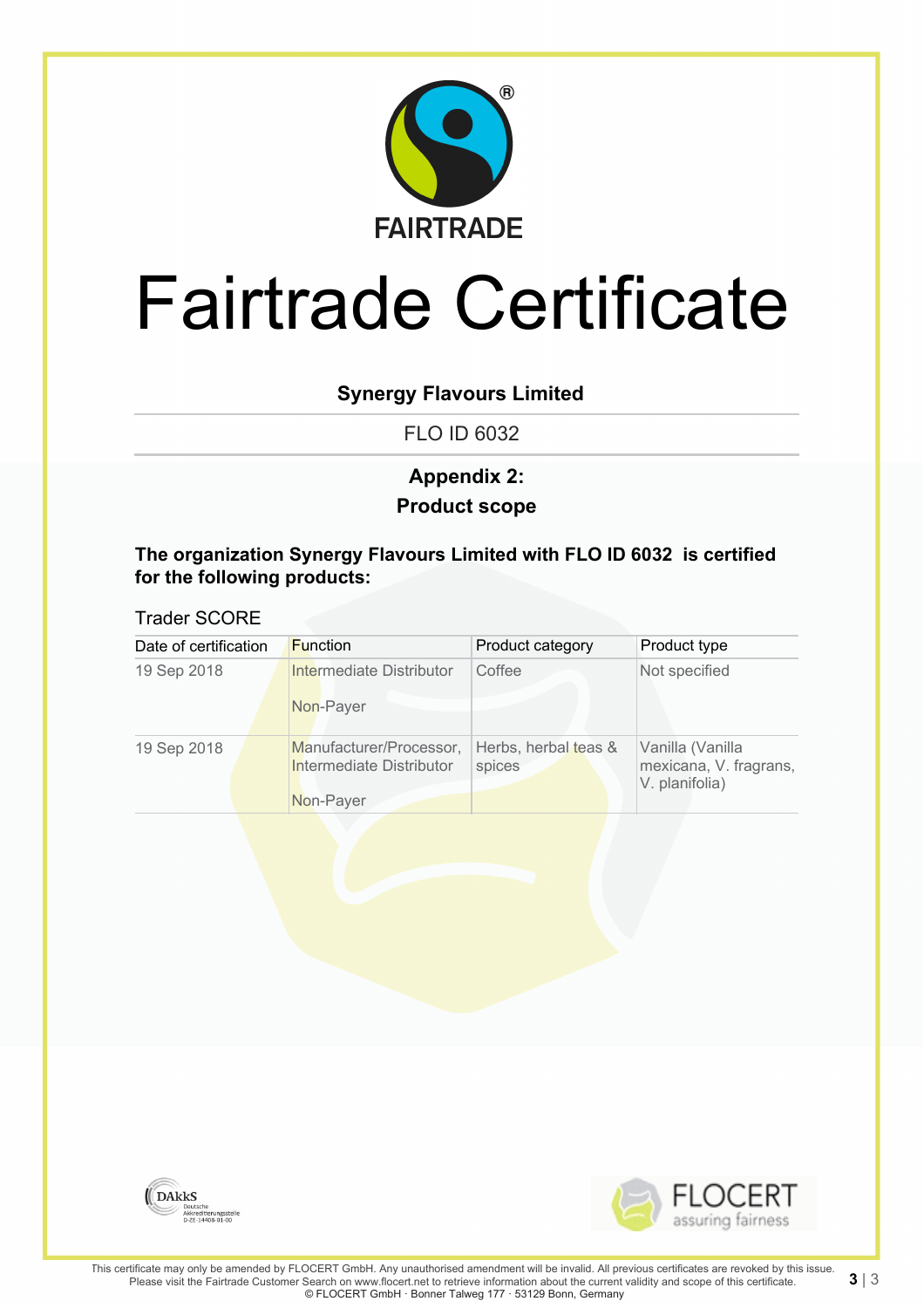FAIRTRADE

# Fairtrade Certificate

**Synergy Flavours Limited**

FLO ID 6032

**Appendix 2:**
**Product scope**

**The organization Synergy Flavours Limited with FLO ID 6032 is certified for the following products:**

Trader SCORE

| Date of certification | Function | Product category | Product type |
|---|---|---|---|
| 19 Sep 2018 | Intermediate Distributor<br><br>Non-Payer | Coffee | Not specified |
| 19 Sep 2018 | Manufacturer/Processor, Intermediate Distributor<br><br>Non-Payer | Herbs, herbal teas & spices | Vanilla (Vanilla mexicana, V. fragrans, V. planifolia) |

DAkkS Deutsche Akkreditierungsstelle D-ZE-14408-01-00

FLOCERT assuring fairness

This certificate may only be amended by FLOCERT GmbH. Any unauthorised amendment will be invalid. All previous certificates are revoked by this issue. Please visit the Fairtrade Customer Search on www.flocert.net to retrieve information about the current validity and scope of this certificate.
© FLOCERT GmbH · Bonner Talweg 177 · 53129 Bonn, Germany